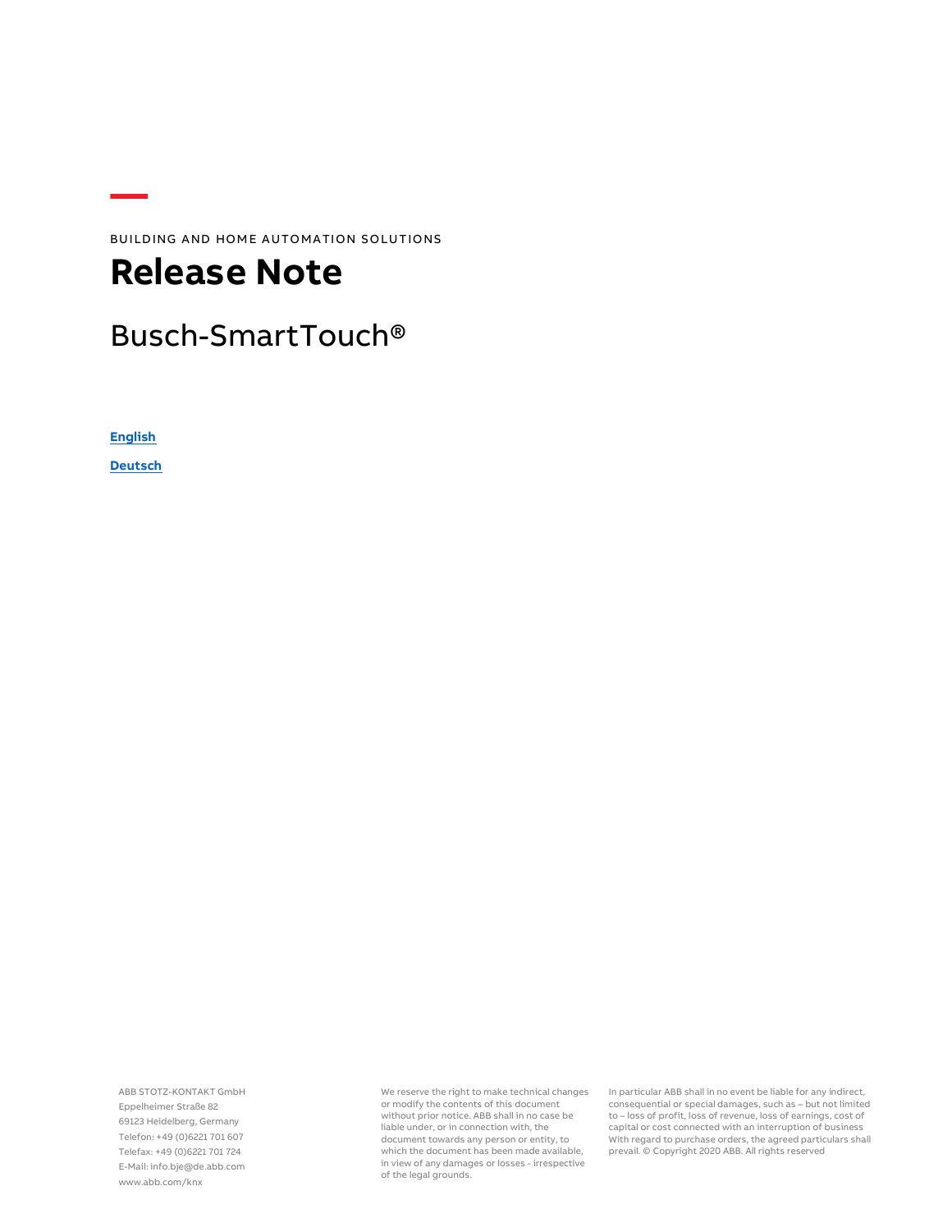BUILDING AND HOME AUTOMATION SOLUTIONS

# Release Note

## Busch-SmartTouch®

**English**

**Deutsch**

ABB STOTZ-KONTAKT GmbH
Eppelheimer Straße 82
69123 Heidelberg, Germany
Telefon: +49 (0)6221 701 607
Telefax: +49 (0)6221 701 724
E-Mail: info.bje@de.abb.com
www.abb.com/knx

We reserve the right to make technical changes or modify the contents of this document without prior notice. ABB shall in no case be liable under, or in connection with, the document towards any person or entity, to which the document has been made available, in view of any damages or losses - irrespective of the legal grounds.

In particular ABB shall in no event be liable for any indirect, consequential or special damages, such as – but not limited to – loss of profit, loss of revenue, loss of earnings, cost of capital or cost connected with an interruption of business With regard to purchase orders, the agreed particulars shall prevail. © Copyright 2020 ABB. All rights reserved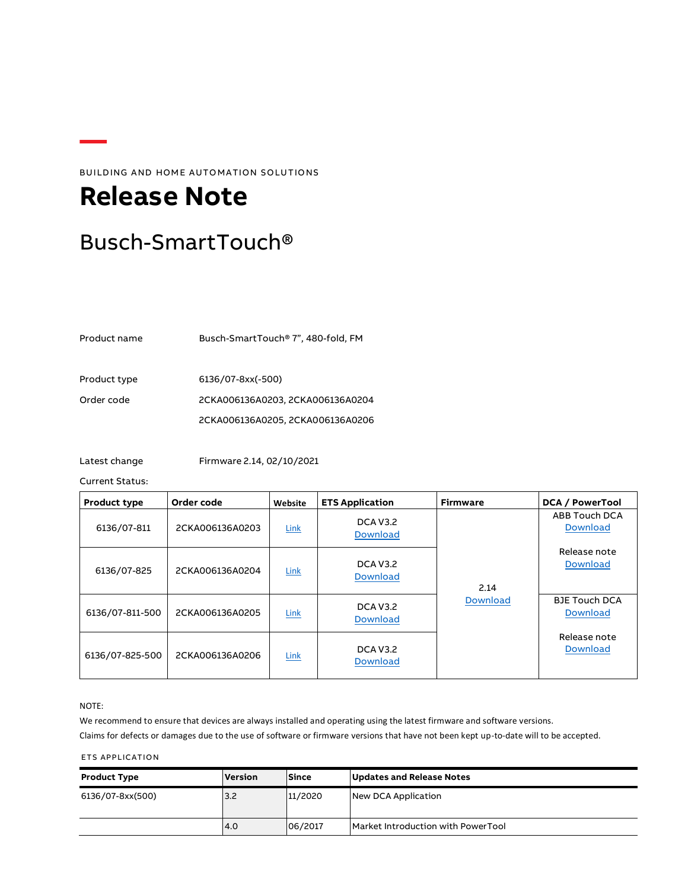BUILDING AND HOME AUTOMATION SOLUTIONS

# Release Note

## Busch-SmartTouch®

Product name Busch-SmartTouch® 7", 480-fold, FM

Product type 6136/07-8xx(-500)

Order code 2CKA006136A0203, 2CKA006136A0204

2CKA006136A0205, 2CKA006136A0206

Latest change Firmware 2.14, 02/10/2021

Current Status:

| Product type | Order code | Website | ETS Application | Firmware | DCA / PowerTool |
|---|---|---|---|---|---|
| 6136/07-811 | 2CKA006136A0203 | Link | DCA V3.2 Download | 2.14 Download | ABB Touch DCA Download<br><br>Release note Download |
| 6136/07-825 | 2CKA006136A0204 | Link | DCA V3.2 Download | | |
| 6136/07-811-500 | 2CKA006136A0205 | Link | DCA V3.2 Download | | BJE Touch DCA Download<br><br>Release note Download |
| 6136/07-825-500 | 2CKA006136A0206 | Link | DCA V3.2 Download | | |

NOTE:

We recommend to ensure that devices are always installed and operating using the latest firmware and software versions.

Claims for defects or damages due to the use of software or firmware versions that have not been kept up-to-date will to be accepted.

ETS APPLICATION

| Product Type | Version | Since | Updates and Release Notes |
|---|---|---|---|
| 6136/07-8xx(500) | 3.2 | 11/2020 | New DCA Application |
| | 4.0 | 06/2017 | Market Introduction with PowerTool |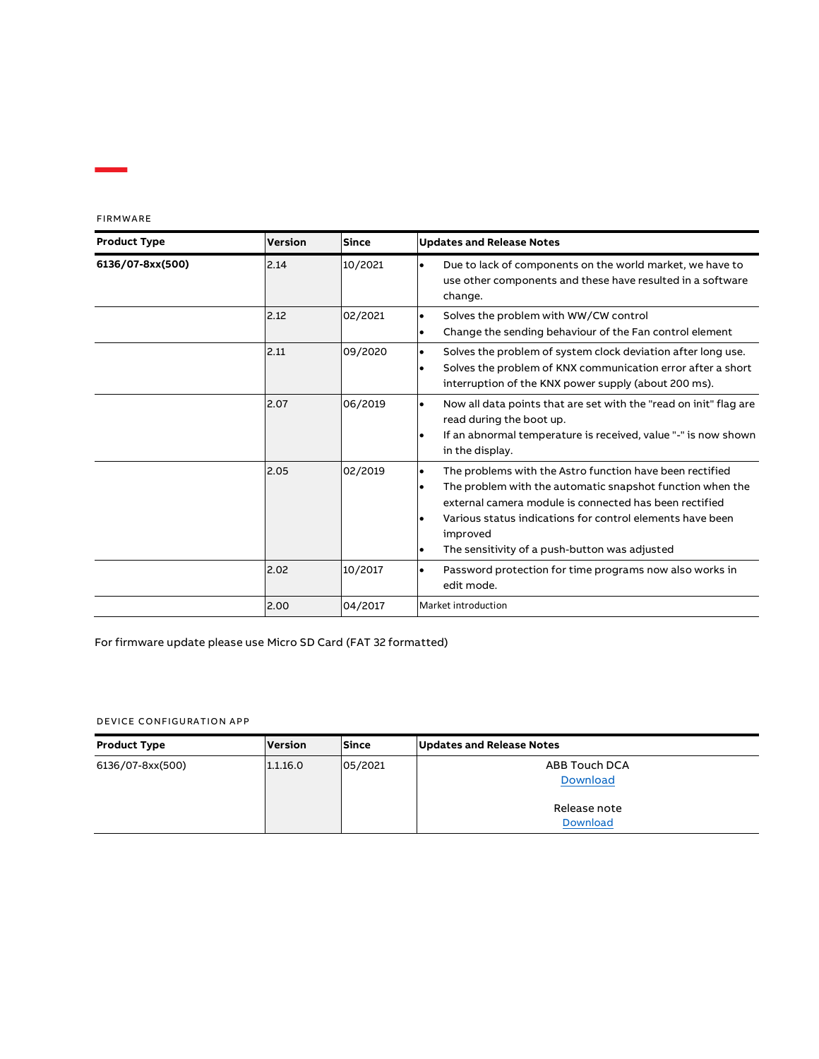FIRMWARE

| Product Type | Version | Since | Updates and Release Notes |
| --- | --- | --- | --- |
| **6136/07-8xx(500)** | 2.14 | 10/2021 | • Due to lack of components on the world market, we have to use other components and these have resulted in a software change. |
| | 2.12 | 02/2021 | • Solves the problem with WW/CW control<br>• Change the sending behaviour of the Fan control element |
| | 2.11 | 09/2020 | • Solves the problem of system clock deviation after long use.<br>• Solves the problem of KNX communication error after a short interruption of the KNX power supply (about 200 ms). |
| | 2.07 | 06/2019 | • Now all data points that are set with the "read on init" flag are read during the boot up.<br>• If an abnormal temperature is received, value "-" is now shown in the display. |
| | 2.05 | 02/2019 | • The problems with the Astro function have been rectified<br>• The problem with the automatic snapshot function when the external camera module is connected has been rectified<br>• Various status indications for control elements have been improved<br>• The sensitivity of a push-button was adjusted |
| | 2.02 | 10/2017 | • Password protection for time programs now also works in edit mode. |
| | 2.00 | 04/2017 | Market introduction |

For firmware update please use Micro SD Card (FAT 32 formatted)

DEVICE CONFIGURATION APP

| Product Type | Version | Since | Updates and Release Notes |
| --- | --- | --- | --- |
| 6136/07-8xx(500) | 1.1.16.0 | 05/2021 | ABB Touch DCA<br>Download<br><br>Release note<br>Download |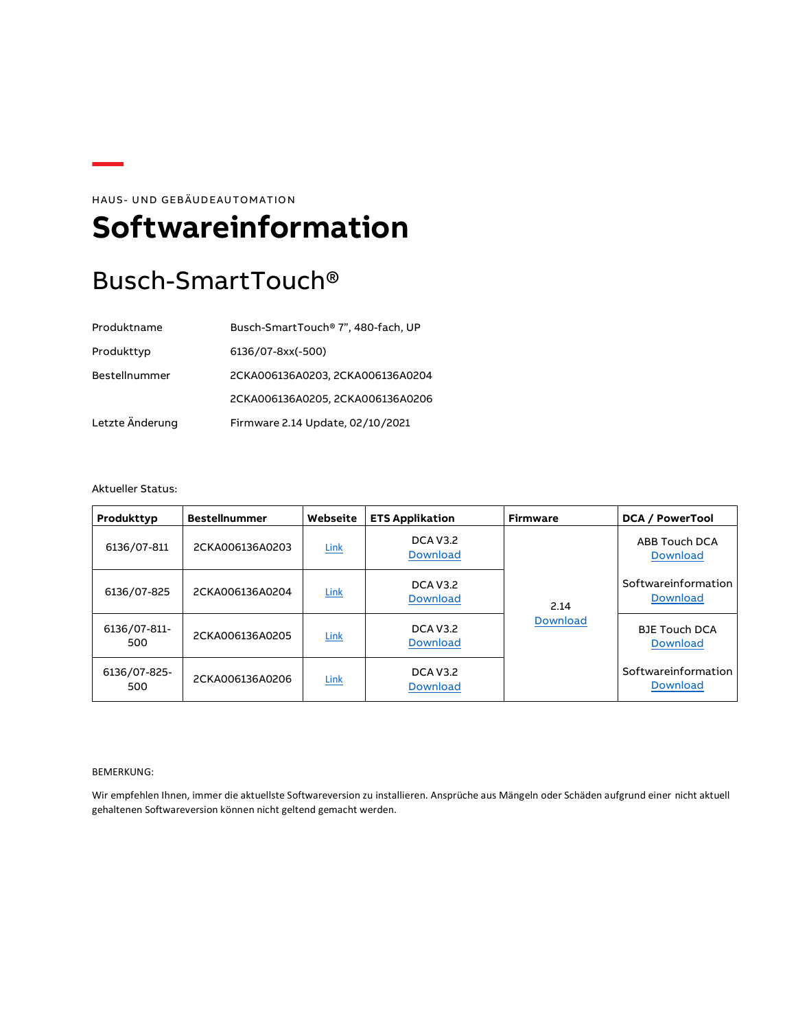HAUS- UND GEBÄUDEAUTOMATION

# Softwareinformation

## Busch-SmartTouch®

| | |
|---|---|
| Produktname | Busch-SmartTouch® 7", 480-fach, UP |
| Produkttyp | 6136/07-8xx(-500) |
| Bestellnummer | 2CKA006136A0203, 2CKA006136A0204 |
| | 2CKA006136A0205, 2CKA006136A0206 |
| Letzte Änderung | Firmware 2.14 Update, 02/10/2021 |

Aktueller Status:

| Produkttyp | Bestellnummer | Webseite | ETS Applikation | Firmware | DCA / PowerTool |
|---|---|---|---|---|---|
| 6136/07-811 | 2CKA006136A0203 | Link | DCA V3.2 Download | 2.14 Download | ABB Touch DCA Download |
| 6136/07-825 | 2CKA006136A0204 | Link | DCA V3.2 Download | | Softwareinformation Download |
| 6136/07-811-500 | 2CKA006136A0205 | Link | DCA V3.2 Download | | BJE Touch DCA Download |
| 6136/07-825-500 | 2CKA006136A0206 | Link | DCA V3.2 Download | | Softwareinformation Download |

BEMERKUNG:

Wir empfehlen Ihnen, immer die aktuellste Softwareversion zu installieren. Ansprüche aus Mängeln oder Schäden aufgrund einer nicht aktuell gehaltenen Softwareversion können nicht geltend gemacht werden.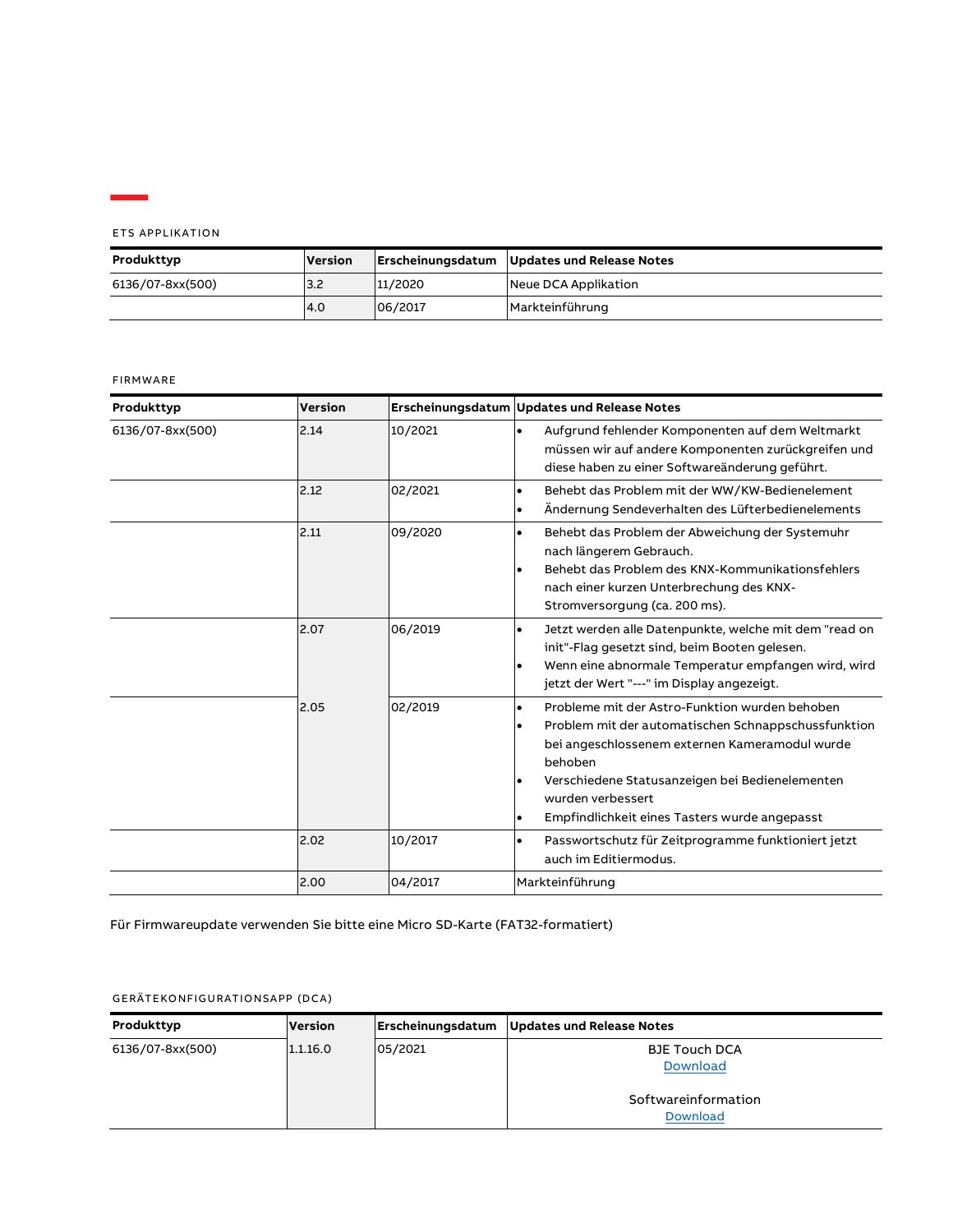## ETS APPLIKATION

| Produkttyp | Version | Erscheinungsdatum | Updates und Release Notes |
|---|---|---|---|
| 6136/07-8xx(500) | 3.2 | 11/2020 | Neue DCA Applikation |
| | 4.0 | 06/2017 | Markteinführung |

## FIRMWARE

| Produkttyp | Version | Erscheinungsdatum | Updates und Release Notes |
|---|---|---|---|
| 6136/07-8xx(500) | 2.14 | 10/2021 | • Aufgrund fehlender Komponenten auf dem Weltmarkt müssen wir auf andere Komponenten zurückgreifen und diese haben zu einer Softwareänderung geführt. |
| | 2.12 | 02/2021 | • Behebt das Problem mit der WW/KW-Bedienelement<br>• Ändernung Sendeverhalten des Lüfterbedienelements |
| | 2.11 | 09/2020 | • Behebt das Problem der Abweichung der Systemuhr nach längerem Gebrauch.<br>• Behebt das Problem des KNX-Kommunikationsfehlers nach einer kurzen Unterbrechung des KNX-Stromversorgung (ca. 200 ms). |
| | 2.07 | 06/2019 | • Jetzt werden alle Datenpunkte, welche mit dem "read on init"-Flag gesetzt sind, beim Booten gelesen.<br>• Wenn eine abnormale Temperatur empfangen wird, wird jetzt der Wert "---" im Display angezeigt. |
| | 2.05 | 02/2019 | • Probleme mit der Astro-Funktion wurden behoben<br>• Problem mit der automatischen Schnappschussfunktion bei angeschlossenem externen Kameramodul wurde behoben<br>• Verschiedene Statusanzeigen bei Bedienelementen wurden verbessert<br>• Empfindlichkeit eines Tasters wurde angepasst |
| | 2.02 | 10/2017 | • Passwortschutz für Zeitprogramme funktioniert jetzt auch im Editiermodus. |
| | 2.00 | 04/2017 | Markteinführung |

Für Firmwareupdate verwenden Sie bitte eine Micro SD-Karte (FAT32-formatiert)

## GERÄTEKONFIGURATIONSAPP (DCA)

| Produkttyp | Version | Erscheinungsdatum | Updates und Release Notes |
|---|---|---|---|
| 6136/07-8xx(500) | 1.1.16.0 | 05/2021 | BJE Touch DCA<br>Download<br><br>Softwareinformation<br>Download |